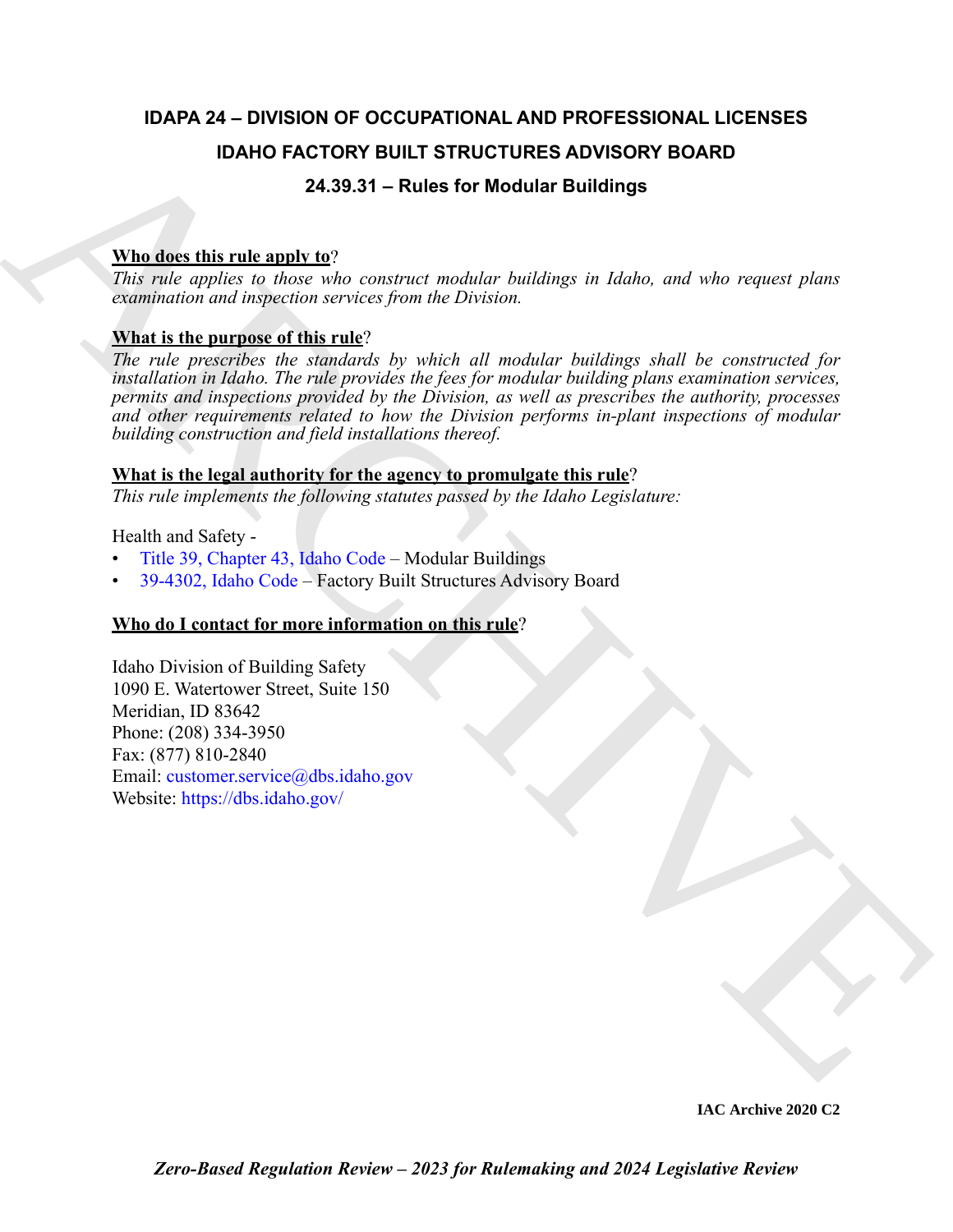# IDAPA 24 – DIVISION OF OCCUPATIONAL AND PROFESSIONAL LICENSES

## IDAHO FACTORY BUILT STRUCTURES ADVISORY BOARD

## 24.39.31 – Rules for Modular Buildings

**Who does this rule apply to**?

*This rule applies to those who construct modular buildings in Idaho, and who request plans examination and inspection services from the Division.*

**What is the purpose of this rule**?

*The rule prescribes the standards by which all modular buildings shall be constructed for installation in Idaho. The rule provides the fees for modular building plans examination services, permits and inspections provided by the Division, as well as prescribes the authority, processes and other requirements related to how the Division performs in-plant inspections of modular building construction and field installations thereof.*

**What is the legal authority for the agency to promulgate this rule**?

*This rule implements the following statutes passed by the Idaho Legislature:*

Health and Safety -

- Title 39, Chapter 43, Idaho Code – Modular Buildings
- 39-4302, Idaho Code – Factory Built Structures Advisory Board

**Who do I contact for more information on this rule**?

Idaho Division of Building Safety
1090 E. Watertower Street, Suite 150
Meridian, ID 83642
Phone: (208) 334-3950
Fax: (877) 810-2840
Email: customer.service@dbs.idaho.gov
Website: https://dbs.idaho.gov/

IAC Archive 2020 C2

*Zero-Based Regulation Review – 2023 for Rulemaking and 2024 Legislative Review*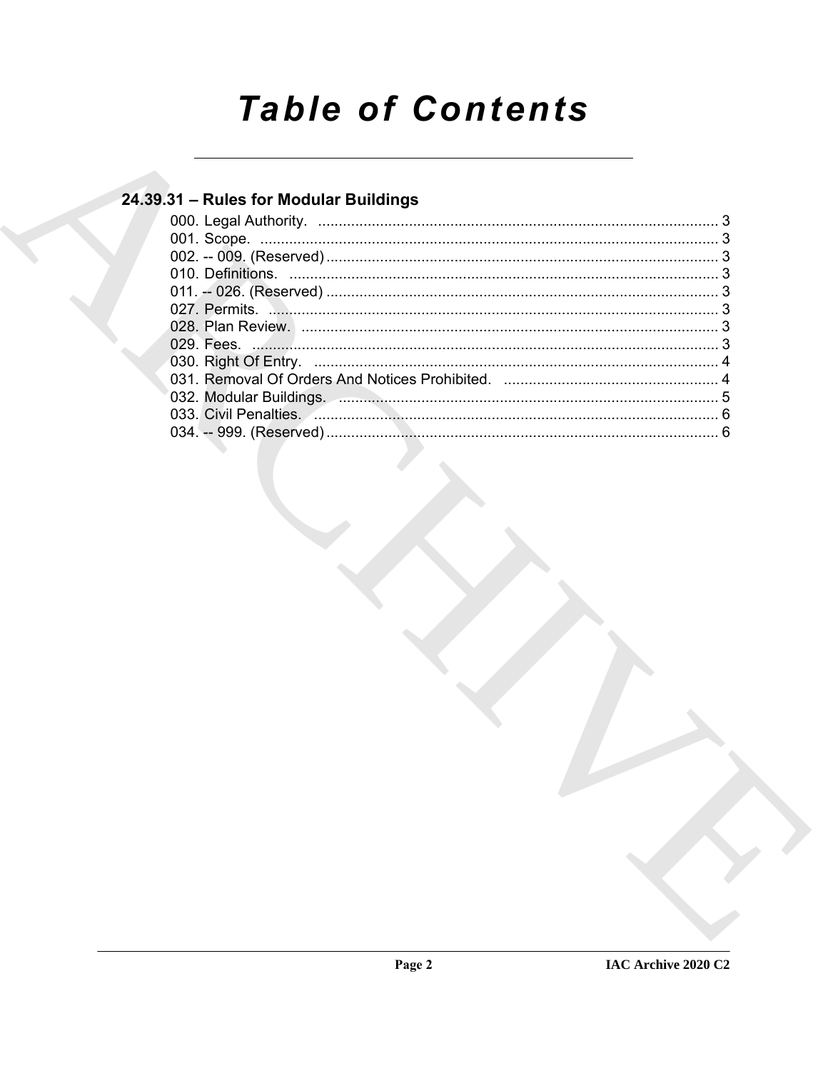# Table of Contents

## 24.39.31 – Rules for Modular Buildings

000. Legal Authority. ........................................................................................ 3
001. Scope. ........................................................................................ 3
002. -- 009. (Reserved) ........................................................................................ 3
010. Definitions. ........................................................................................ 3
011. -- 026. (Reserved) ........................................................................................ 3
027. Permits. ........................................................................................ 3
028. Plan Review. ........................................................................................ 3
029. Fees. ........................................................................................ 3
030. Right Of Entry. ........................................................................................ 4
031. Removal Of Orders And Notices Prohibited. ........................................................................................ 4
032. Modular Buildings. ........................................................................................ 5
033. Civil Penalties. ........................................................................................ 6
034. -- 999. (Reserved) ........................................................................................ 6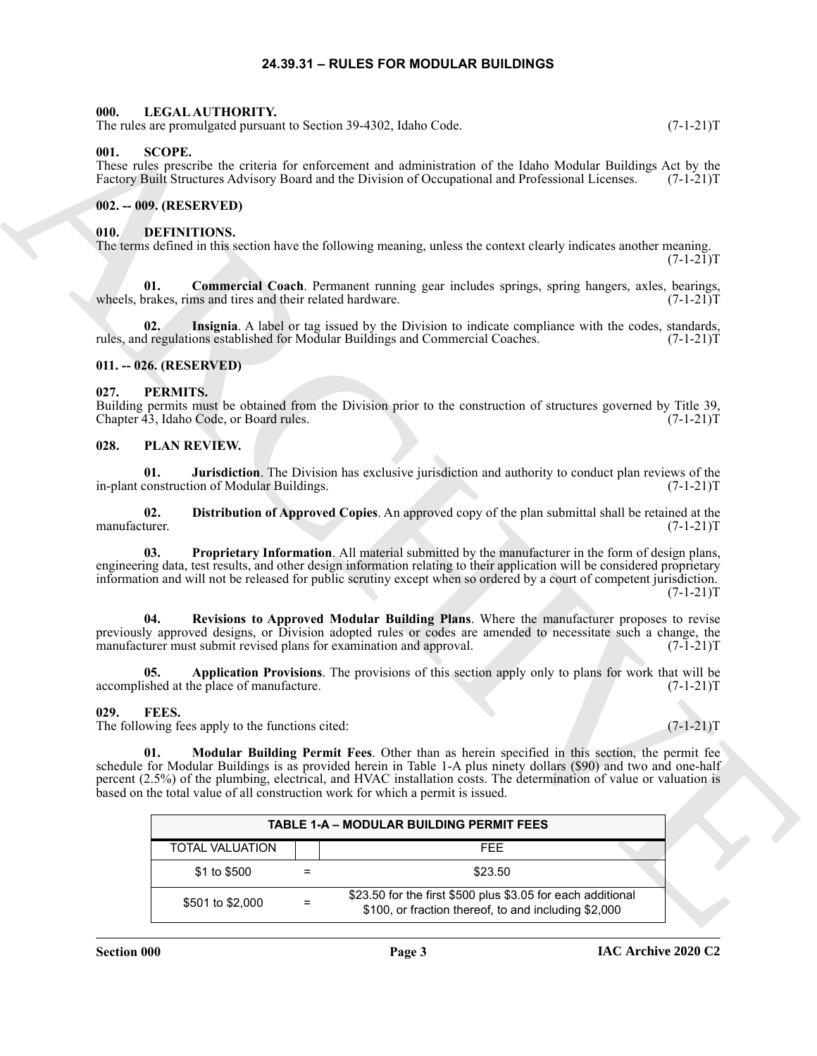# 24.39.31 – RULES FOR MODULAR BUILDINGS

## 000. LEGAL AUTHORITY.

The rules are promulgated pursuant to Section 39-4302, Idaho Code. (7-1-21)T

## 001. SCOPE.

These rules prescribe the criteria for enforcement and administration of the Idaho Modular Buildings Act by the Factory Built Structures Advisory Board and the Division of Occupational and Professional Licenses. (7-1-21)T

## 002. -- 009. (RESERVED)

## 010. DEFINITIONS.

The terms defined in this section have the following meaning, unless the context clearly indicates another meaning. (7-1-21)T

**01. Commercial Coach**. Permanent running gear includes springs, spring hangers, axles, bearings, wheels, brakes, rims and tires and their related hardware. (7-1-21)T

**02. Insignia**. A label or tag issued by the Division to indicate compliance with the codes, standards, rules, and regulations established for Modular Buildings and Commercial Coaches. (7-1-21)T

## 011. -- 026. (RESERVED)

## 027. PERMITS.

Building permits must be obtained from the Division prior to the construction of structures governed by Title 39, Chapter 43, Idaho Code, or Board rules. (7-1-21)T

## 028. PLAN REVIEW.

**01. Jurisdiction**. The Division has exclusive jurisdiction and authority to conduct plan reviews of the in-plant construction of Modular Buildings. (7-1-21)T

**02. Distribution of Approved Copies**. An approved copy of the plan submittal shall be retained at the manufacturer. (7-1-21)T

**03. Proprietary Information**. All material submitted by the manufacturer in the form of design plans, engineering data, test results, and other design information relating to their application will be considered proprietary information and will not be released for public scrutiny except when so ordered by a court of competent jurisdiction. (7-1-21)T

**04. Revisions to Approved Modular Building Plans**. Where the manufacturer proposes to revise previously approved designs, or Division adopted rules or codes are amended to necessitate such a change, the manufacturer must submit revised plans for examination and approval. (7-1-21)T

**05. Application Provisions**. The provisions of this section apply only to plans for work that will be accomplished at the place of manufacture. (7-1-21)T

## 029. FEES.

The following fees apply to the functions cited: (7-1-21)T

**01. Modular Building Permit Fees**. Other than as herein specified in this section, the permit fee schedule for Modular Buildings is as provided herein in Table 1-A plus ninety dollars ($90) and two and one-half percent (2.5%) of the plumbing, electrical, and HVAC installation costs. The determination of value or valuation is based on the total value of all construction work for which a permit is issued.

| TABLE 1-A – MODULAR BUILDING PERMIT FEES | | |
|---|---|---|
| TOTAL VALUATION | | FEE |
| $1 to $500 | = | $23.50 |
| $501 to $2,000 | = | $23.50 for the first $500 plus $3.05 for each additional $100, or fraction thereof, to and including $2,000 |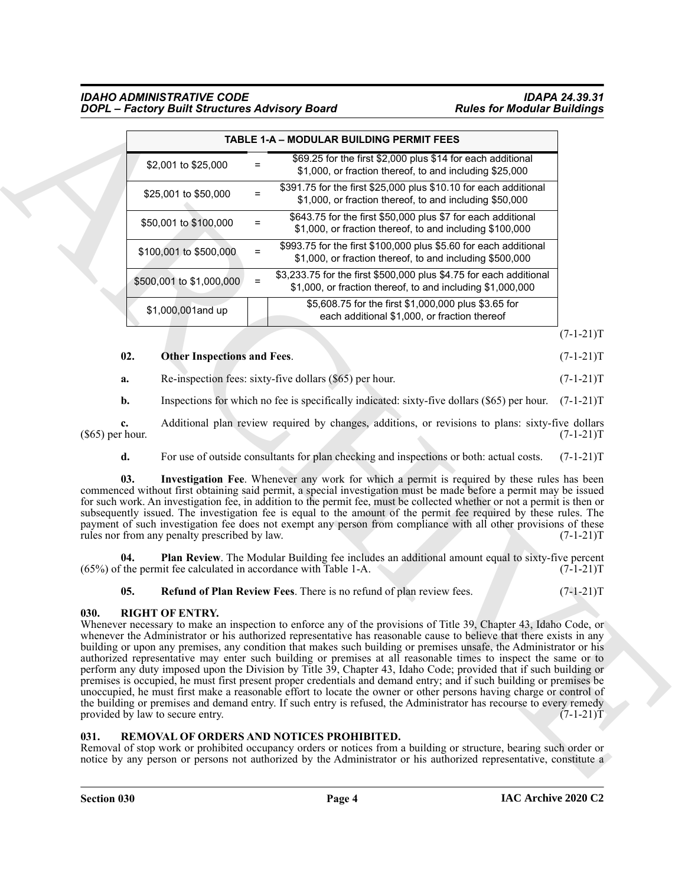| TABLE 1-A – MODULAR BUILDING PERMIT FEES | | |
|---|---|---|
| $2,001 to $25,000 | = | $69.25 for the first $2,000 plus $14 for each additional $1,000, or fraction thereof, to and including $25,000 |
| $25,001 to $50,000 | = | $391.75 for the first $25,000 plus $10.10 for each additional $1,000, or fraction thereof, to and including $50,000 |
| $50,001 to $100,000 | = | $643.75 for the first $50,000 plus $7 for each additional $1,000, or fraction thereof, to and including $100,000 |
| $100,001 to $500,000 | = | $993.75 for the first $100,000 plus $5.60 for each additional $1,000, or fraction thereof, to and including $500,000 |
| $500,001 to $1,000,000 | = | $3,233.75 for the first $500,000 plus $4.75 for each additional $1,000, or fraction thereof, to and including $1,000,000 |
| $1,000,001and up | | $5,608.75 for the first $1,000,000 plus $3.65 for each additional $1,000, or fraction thereof |

(7-1-21)T

**02. Other Inspections and Fees**. (7-1-21)T

**a.** Re-inspection fees: sixty-five dollars ($65) per hour. (7-1-21)T

**b.** Inspections for which no fee is specifically indicated: sixty-five dollars ($65) per hour. (7-1-21)T

**c.** Additional plan review required by changes, additions, or revisions to plans: sixty-five dollars ($65) per hour. (7-1-21)T

**d.** For use of outside consultants for plan checking and inspections or both: actual costs. (7-1-21)T

**03. Investigation Fee**. Whenever any work for which a permit is required by these rules has been commenced without first obtaining said permit, a special investigation must be made before a permit may be issued for such work. An investigation fee, in addition to the permit fee, must be collected whether or not a permit is then or subsequently issued. The investigation fee is equal to the amount of the permit fee required by these rules. The payment of such investigation fee does not exempt any person from compliance with all other provisions of these rules nor from any penalty prescribed by law. (7-1-21)T

**04. Plan Review**. The Modular Building fee includes an additional amount equal to sixty-five percent (65%) of the permit fee calculated in accordance with Table 1-A. (7-1-21)T

**05. Refund of Plan Review Fees**. There is no refund of plan review fees. (7-1-21)T

### 030. RIGHT OF ENTRY.

Whenever necessary to make an inspection to enforce any of the provisions of Title 39, Chapter 43, Idaho Code, or whenever the Administrator or his authorized representative has reasonable cause to believe that there exists in any building or upon any premises, any condition that makes such building or premises unsafe, the Administrator or his authorized representative may enter such building or premises at all reasonable times to inspect the same or to perform any duty imposed upon the Division by Title 39, Chapter 43, Idaho Code; provided that if such building or premises is occupied, he must first present proper credentials and demand entry; and if such building or premises be unoccupied, he must first make a reasonable effort to locate the owner or other persons having charge or control of the building or premises and demand entry. If such entry is refused, the Administrator has recourse to every remedy provided by law to secure entry. (7-1-21)T

### 031. REMOVAL OF ORDERS AND NOTICES PROHIBITED.

Removal of stop work or prohibited occupancy orders or notices from a building or structure, bearing such order or notice by any person or persons not authorized by the Administrator or his authorized representative, constitute a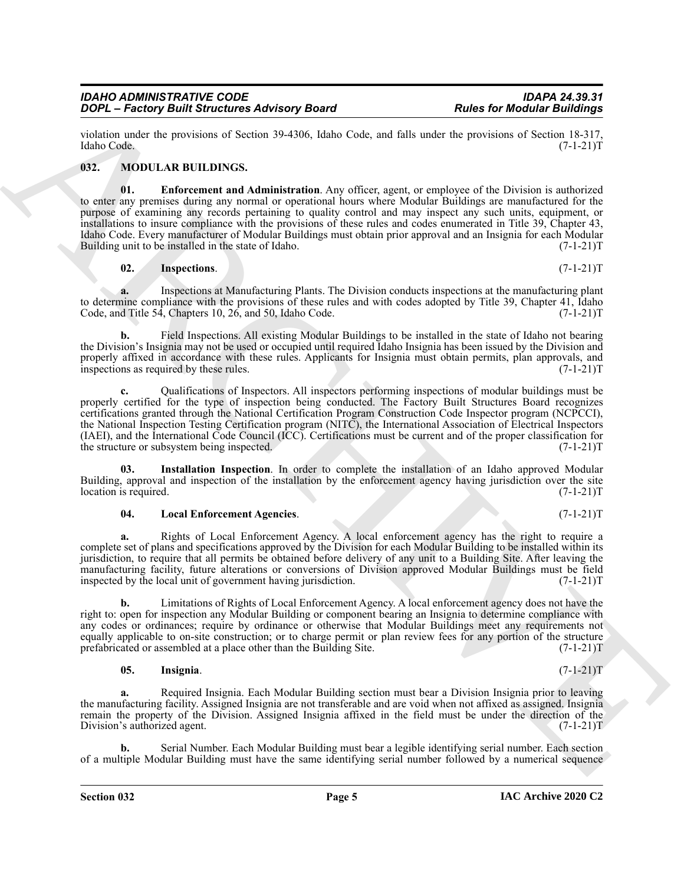violation under the provisions of Section 39-4306, Idaho Code, and falls under the provisions of Section 18-317, Idaho Code. (7-1-21)T

## 032. MODULAR BUILDINGS.

**01. Enforcement and Administration**. Any officer, agent, or employee of the Division is authorized to enter any premises during any normal or operational hours where Modular Buildings are manufactured for the purpose of examining any records pertaining to quality control and may inspect any such units, equipment, or installations to insure compliance with the provisions of these rules and codes enumerated in Title 39, Chapter 43, Idaho Code. Every manufacturer of Modular Buildings must obtain prior approval and an Insignia for each Modular Building unit to be installed in the state of Idaho. (7-1-21)T

**02. Inspections**. (7-1-21)T

**a.** Inspections at Manufacturing Plants. The Division conducts inspections at the manufacturing plant to determine compliance with the provisions of these rules and with codes adopted by Title 39, Chapter 41, Idaho Code, and Title 54, Chapters 10, 26, and 50, Idaho Code. (7-1-21)T

**b.** Field Inspections. All existing Modular Buildings to be installed in the state of Idaho not bearing the Division's Insignia may not be used or occupied until required Idaho Insignia has been issued by the Division and properly affixed in accordance with these rules. Applicants for Insignia must obtain permits, plan approvals, and inspections as required by these rules. (7-1-21)T

**c.** Qualifications of Inspectors. All inspectors performing inspections of modular buildings must be properly certified for the type of inspection being conducted. The Factory Built Structures Board recognizes certifications granted through the National Certification Program Construction Code Inspector program (NCPCCI), the National Inspection Testing Certification program (NITC), the International Association of Electrical Inspectors (IAEI), and the International Code Council (ICC). Certifications must be current and of the proper classification for the structure or subsystem being inspected. (7-1-21)T

**03. Installation Inspection**. In order to complete the installation of an Idaho approved Modular Building, approval and inspection of the installation by the enforcement agency having jurisdiction over the site location is required. (7-1-21)T

**04. Local Enforcement Agencies**. (7-1-21)T

**a.** Rights of Local Enforcement Agency. A local enforcement agency has the right to require a complete set of plans and specifications approved by the Division for each Modular Building to be installed within its jurisdiction, to require that all permits be obtained before delivery of any unit to a Building Site. After leaving the manufacturing facility, future alterations or conversions of Division approved Modular Buildings must be field inspected by the local unit of government having jurisdiction. (7-1-21)T

**b.** Limitations of Rights of Local Enforcement Agency. A local enforcement agency does not have the right to: open for inspection any Modular Building or component bearing an Insignia to determine compliance with any codes or ordinances; require by ordinance or otherwise that Modular Buildings meet any requirements not equally applicable to on-site construction; or to charge permit or plan review fees for any portion of the structure prefabricated or assembled at a place other than the Building Site. (7-1-21)T

**05. Insignia**. (7-1-21)T

**a.** Required Insignia. Each Modular Building section must bear a Division Insignia prior to leaving the manufacturing facility. Assigned Insignia are not transferable and are void when not affixed as assigned. Insignia remain the property of the Division. Assigned Insignia affixed in the field must be under the direction of the Division's authorized agent. (7-1-21)T

**b.** Serial Number. Each Modular Building must bear a legible identifying serial number. Each section of a multiple Modular Building must have the same identifying serial number followed by a numerical sequence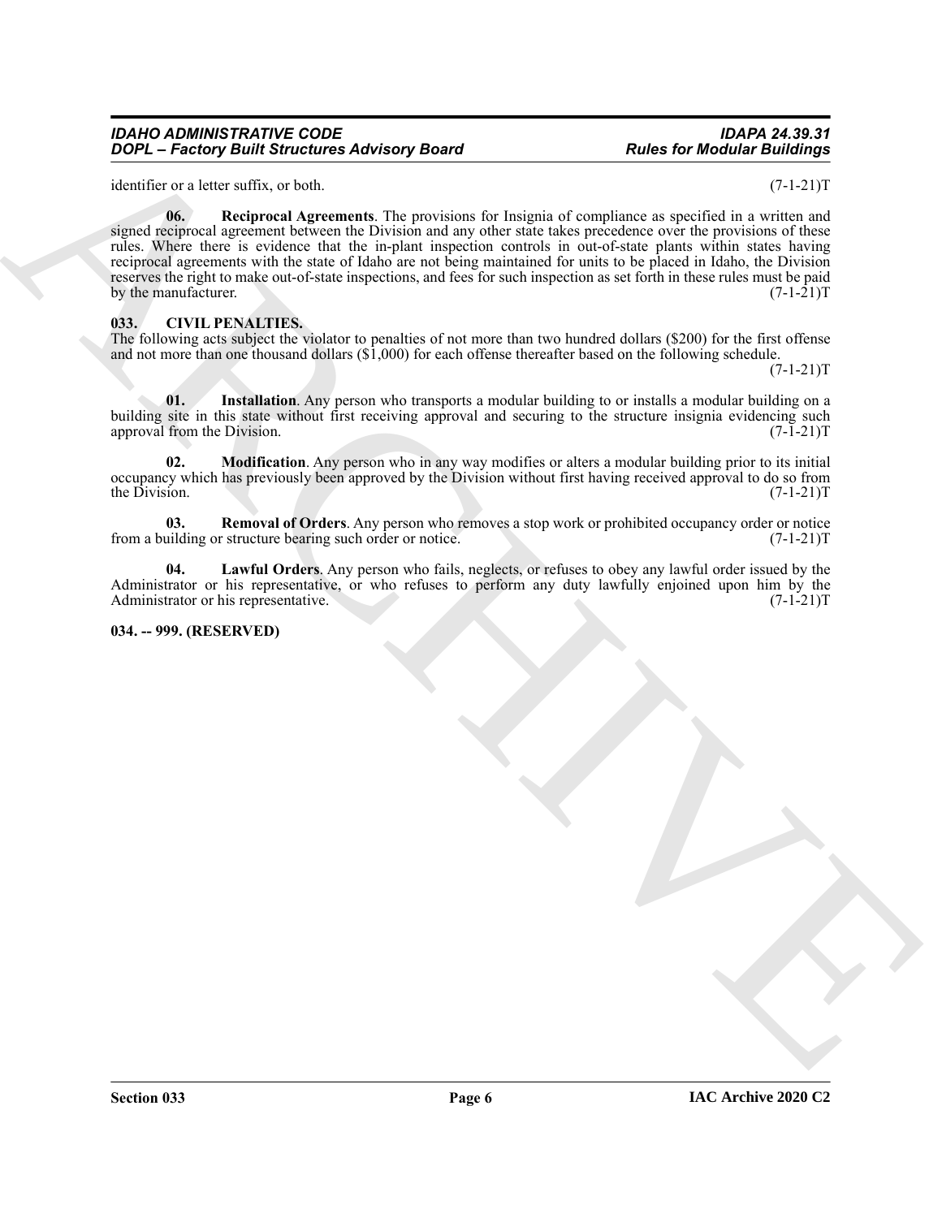identifier or a letter suffix, or both. (7-1-21)T

**06. Reciprocal Agreements**. The provisions for Insignia of compliance as specified in a written and signed reciprocal agreement between the Division and any other state takes precedence over the provisions of these rules. Where there is evidence that the in-plant inspection controls in out-of-state plants within states having reciprocal agreements with the state of Idaho are not being maintained for units to be placed in Idaho, the Division reserves the right to make out-of-state inspections, and fees for such inspection as set forth in these rules must be paid by the manufacturer. (7-1-21)T

## 033. CIVIL PENALTIES.

The following acts subject the violator to penalties of not more than two hundred dollars ($200) for the first offense and not more than one thousand dollars ($1,000) for each offense thereafter based on the following schedule. (7-1-21)T

**01. Installation**. Any person who transports a modular building to or installs a modular building on a building site in this state without first receiving approval and securing to the structure insignia evidencing such approval from the Division. (7-1-21)T

**02. Modification**. Any person who in any way modifies or alters a modular building prior to its initial occupancy which has previously been approved by the Division without first having received approval to do so from the Division. (7-1-21)T

**03. Removal of Orders**. Any person who removes a stop work or prohibited occupancy order or notice from a building or structure bearing such order or notice. (7-1-21)T

**04. Lawful Orders**. Any person who fails, neglects, or refuses to obey any lawful order issued by the Administrator or his representative, or who refuses to perform any duty lawfully enjoined upon him by the Administrator or his representative. (7-1-21)T

## 034. -- 999. (RESERVED)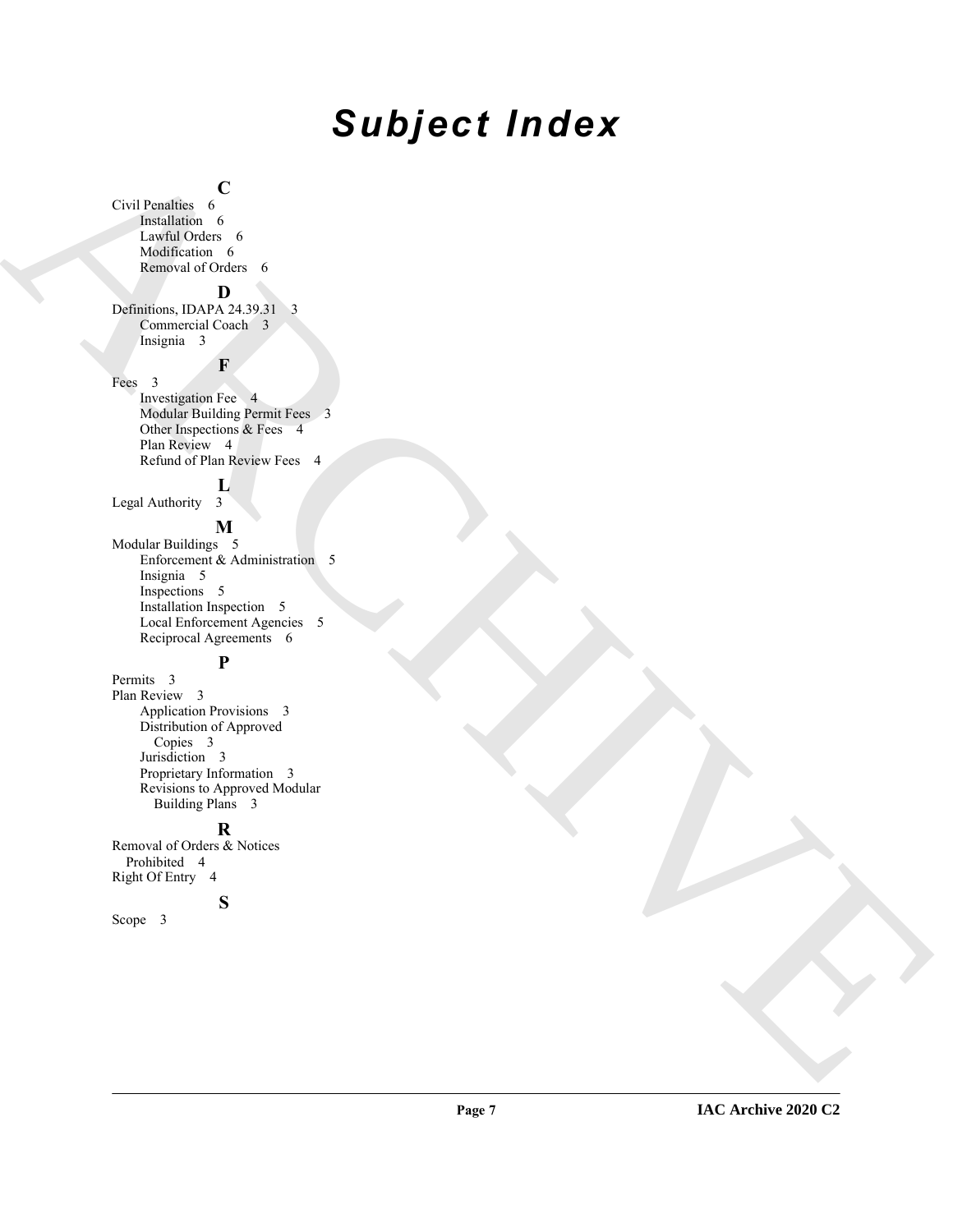# Subject Index

**C**

Civil Penalties 6
- Installation 6
- Lawful Orders 6
- Modification 6
- Removal of Orders 6

**D**

Definitions, IDAPA 24.39.31 3
- Commercial Coach 3
- Insignia 3

**F**

Fees 3
- Investigation Fee 4
- Modular Building Permit Fees 3
- Other Inspections & Fees 4
- Plan Review 4
- Refund of Plan Review Fees 4

**L**

Legal Authority 3

**M**

Modular Buildings 5
- Enforcement & Administration 5
- Insignia 5
- Inspections 5
- Installation Inspection 5
- Local Enforcement Agencies 5
- Reciprocal Agreements 6

**P**

Permits 3

Plan Review 3
- Application Provisions 3
- Distribution of Approved Copies 3
- Jurisdiction 3
- Proprietary Information 3
- Revisions to Approved Modular Building Plans 3

**R**

Removal of Orders & Notices Prohibited 4

Right Of Entry 4

**S**

Scope 3